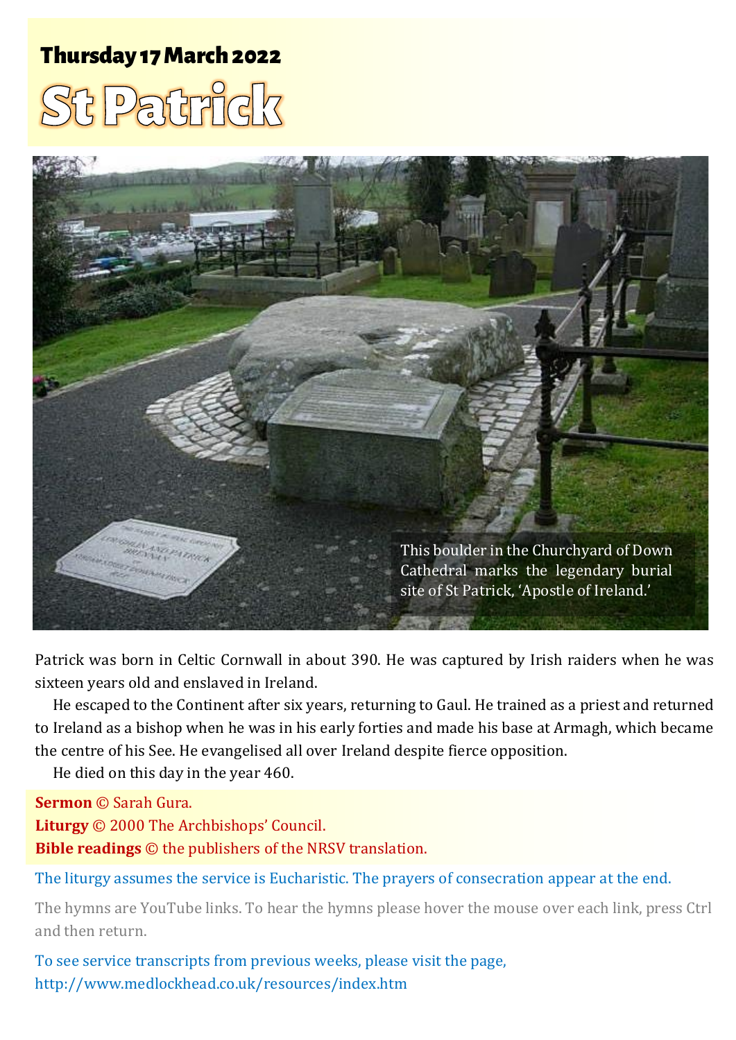**Thursday 17 March 2022**

# St Patrick

This boulder in the Churchyard of Down Cathedral marks the legendary burial site of St Patrick, 'Apostle of Ireland.'

Patrick was born in Celtic Cornwall in about 390. He was captured by Irish raiders when he was sixteen years old and enslaved in Ireland.

He escaped to the Continent after six years, returning to Gaul. He trained as a priest and returned to Ireland as a bishop when he was in his early forties and made his base at Armagh, which became the centre of his See. He evangelised all over Ireland despite fierce opposition.

He died on this day in the year 460.

**Sermon** © Sarah Gura.
**Liturgy** © 2000 The Archbishops' Council.
**Bible readings** © the publishers of the NRSV translation.

The liturgy assumes the service is Eucharistic. The prayers of consecration appear at the end.

The hymns are YouTube links. To hear the hymns please hover the mouse over each link, press Ctrl and then return.

To see service transcripts from previous weeks, please visit the page,
http://www.medlockhead.co.uk/resources/index.htm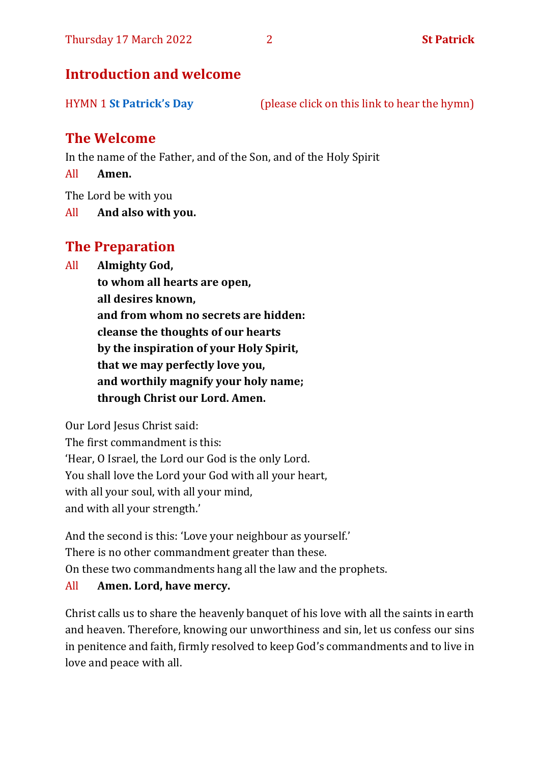## Introduction and welcome

HYMN 1 **St Patrick's Day** (please click on this link to hear the hymn)

## The Welcome

In the name of the Father, and of the Son, and of the Holy Spirit

All **Amen.**

The Lord be with you

All **And also with you.**

## The Preparation

All **Almighty God,**
**to whom all hearts are open,**
**all desires known,**
**and from whom no secrets are hidden:**
**cleanse the thoughts of our hearts**
**by the inspiration of your Holy Spirit,**
**that we may perfectly love you,**
**and worthily magnify your holy name;**
**through Christ our Lord. Amen.**

Our Lord Jesus Christ said:
The first commandment is this:
'Hear, O Israel, the Lord our God is the only Lord.
You shall love the Lord your God with all your heart,
with all your soul, with all your mind,
and with all your strength.'

And the second is this: 'Love your neighbour as yourself.'
There is no other commandment greater than these.
On these two commandments hang all the law and the prophets.

All **Amen. Lord, have mercy.**

Christ calls us to share the heavenly banquet of his love with all the saints in earth and heaven. Therefore, knowing our unworthiness and sin, let us confess our sins in penitence and faith, firmly resolved to keep God's commandments and to live in love and peace with all.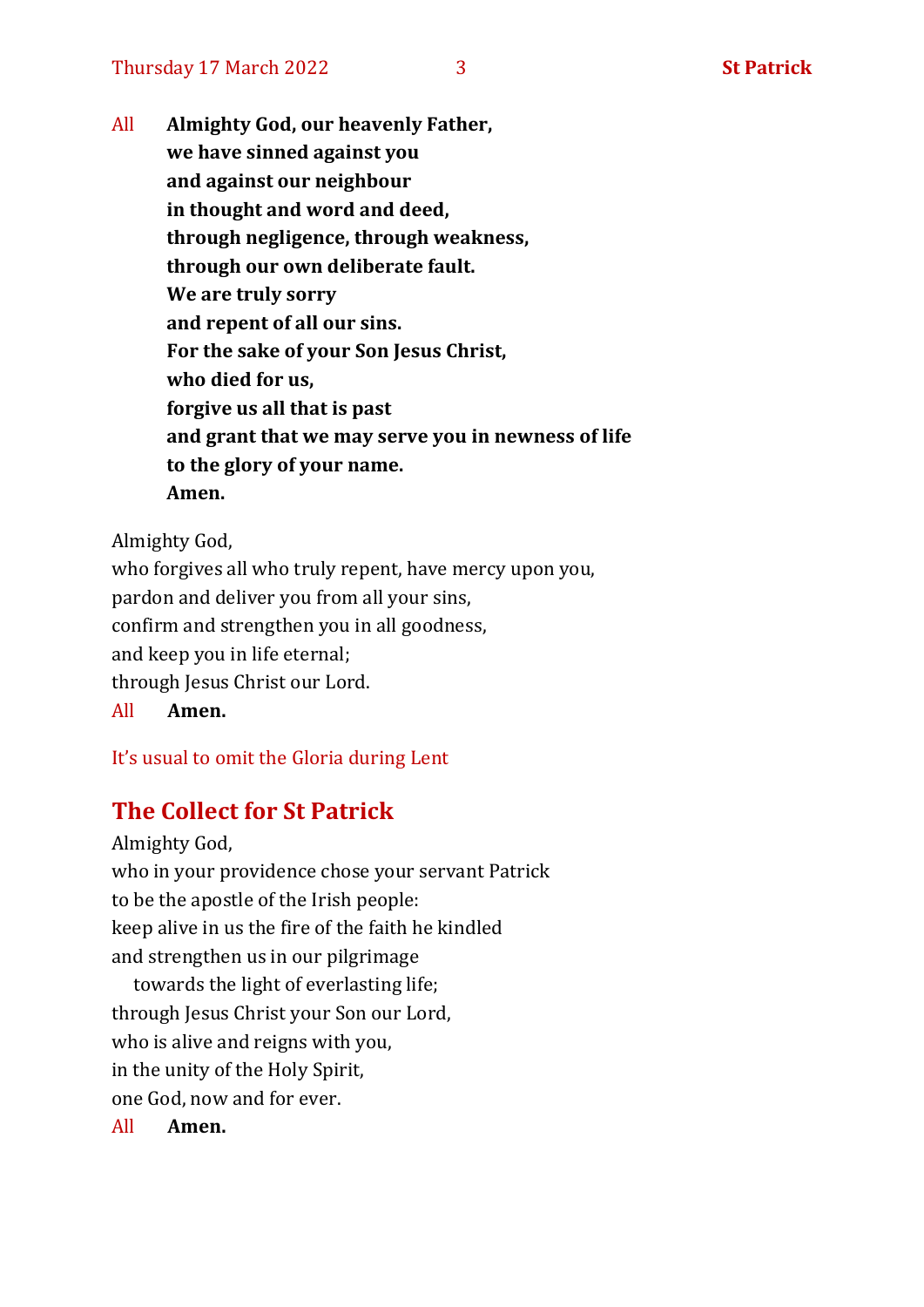All **Almighty God, our heavenly Father,**
**we have sinned against you**
**and against our neighbour**
**in thought and word and deed,**
**through negligence, through weakness,**
**through our own deliberate fault.**
**We are truly sorry**
**and repent of all our sins.**
**For the sake of your Son Jesus Christ,**
**who died for us,**
**forgive us all that is past**
**and grant that we may serve you in newness of life**
**to the glory of your name.**
**Amen.**

Almighty God,
who forgives all who truly repent, have mercy upon you,
pardon and deliver you from all your sins,
confirm and strengthen you in all goodness,
and keep you in life eternal;
through Jesus Christ our Lord.
All **Amen.**

It's usual to omit the Gloria during Lent

## The Collect for St Patrick

Almighty God,
who in your providence chose your servant Patrick
to be the apostle of the Irish people:
keep alive in us the fire of the faith he kindled
and strengthen us in our pilgrimage
towards the light of everlasting life;
through Jesus Christ your Son our Lord,
who is alive and reigns with you,
in the unity of the Holy Spirit,
one God, now and for ever.
All **Amen.**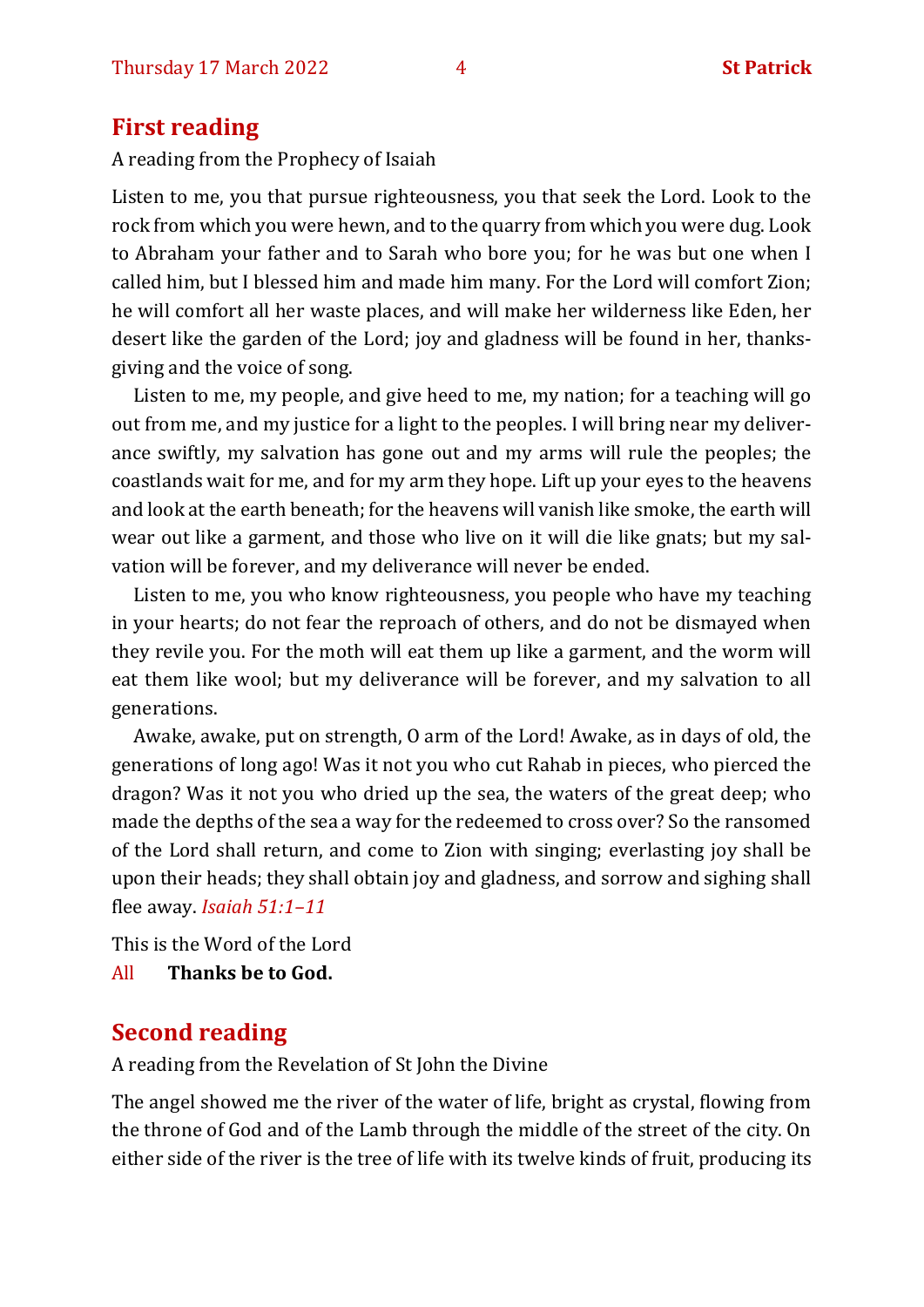## First reading

A reading from the Prophecy of Isaiah

Listen to me, you that pursue righteousness, you that seek the Lord. Look to the rock from which you were hewn, and to the quarry from which you were dug. Look to Abraham your father and to Sarah who bore you; for he was but one when I called him, but I blessed him and made him many. For the Lord will comfort Zion; he will comfort all her waste places, and will make her wilderness like Eden, her desert like the garden of the Lord; joy and gladness will be found in her, thanksgiving and the voice of song.

Listen to me, my people, and give heed to me, my nation; for a teaching will go out from me, and my justice for a light to the peoples. I will bring near my deliverance swiftly, my salvation has gone out and my arms will rule the peoples; the coastlands wait for me, and for my arm they hope. Lift up your eyes to the heavens and look at the earth beneath; for the heavens will vanish like smoke, the earth will wear out like a garment, and those who live on it will die like gnats; but my salvation will be forever, and my deliverance will never be ended.

Listen to me, you who know righteousness, you people who have my teaching in your hearts; do not fear the reproach of others, and do not be dismayed when they revile you. For the moth will eat them up like a garment, and the worm will eat them like wool; but my deliverance will be forever, and my salvation to all generations.

Awake, awake, put on strength, O arm of the Lord! Awake, as in days of old, the generations of long ago! Was it not you who cut Rahab in pieces, who pierced the dragon? Was it not you who dried up the sea, the waters of the great deep; who made the depths of the sea a way for the redeemed to cross over? So the ransomed of the Lord shall return, and come to Zion with singing; everlasting joy shall be upon their heads; they shall obtain joy and gladness, and sorrow and sighing shall flee away. *Isaiah 51:1–11*

This is the Word of the Lord

All **Thanks be to God.**

## Second reading

A reading from the Revelation of St John the Divine

The angel showed me the river of the water of life, bright as crystal, flowing from the throne of God and of the Lamb through the middle of the street of the city. On either side of the river is the tree of life with its twelve kinds of fruit, producing its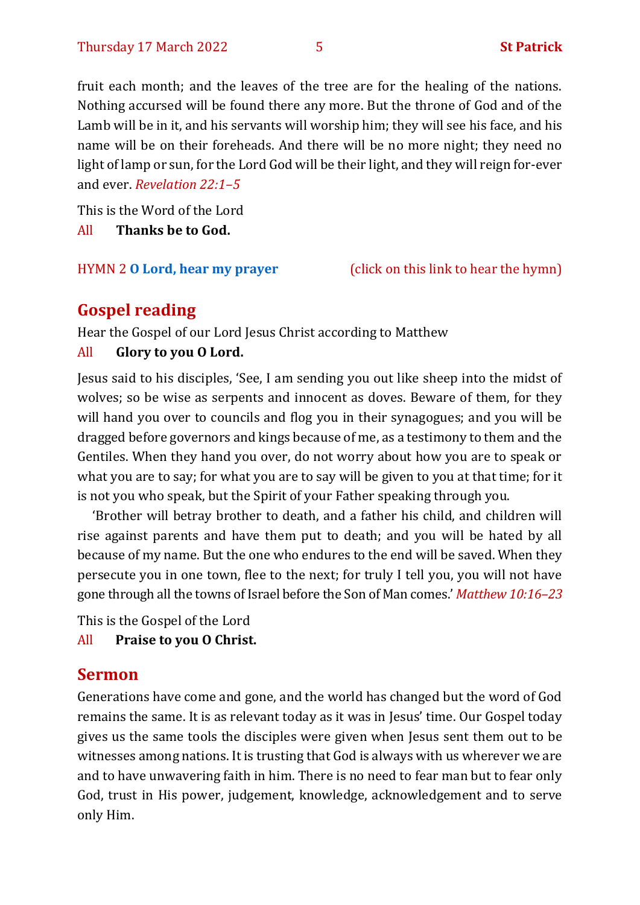fruit each month; and the leaves of the tree are for the healing of the nations. Nothing accursed will be found there any more. But the throne of God and of the Lamb will be in it, and his servants will worship him; they will see his face, and his name will be on their foreheads. And there will be no more night; they need no light of lamp or sun, for the Lord God will be their light, and they will reign for-ever and ever. *Revelation 22:1–5*

This is the Word of the Lord

All **Thanks be to God.**

HYMN 2 **O Lord, hear my prayer** (click on this link to hear the hymn)

## Gospel reading

Hear the Gospel of our Lord Jesus Christ according to Matthew

All **Glory to you O Lord.**

Jesus said to his disciples, 'See, I am sending you out like sheep into the midst of wolves; so be wise as serpents and innocent as doves. Beware of them, for they will hand you over to councils and flog you in their synagogues; and you will be dragged before governors and kings because of me, as a testimony to them and the Gentiles. When they hand you over, do not worry about how you are to speak or what you are to say; for what you are to say will be given to you at that time; for it is not you who speak, but the Spirit of your Father speaking through you.

'Brother will betray brother to death, and a father his child, and children will rise against parents and have them put to death; and you will be hated by all because of my name. But the one who endures to the end will be saved. When they persecute you in one town, flee to the next; for truly I tell you, you will not have gone through all the towns of Israel before the Son of Man comes.' *Matthew 10:16–23*

This is the Gospel of the Lord

All **Praise to you O Christ.**

## Sermon

Generations have come and gone, and the world has changed but the word of God remains the same. It is as relevant today as it was in Jesus' time. Our Gospel today gives us the same tools the disciples were given when Jesus sent them out to be witnesses among nations. It is trusting that God is always with us wherever we are and to have unwavering faith in him. There is no need to fear man but to fear only God, trust in His power, judgement, knowledge, acknowledgement and to serve only Him.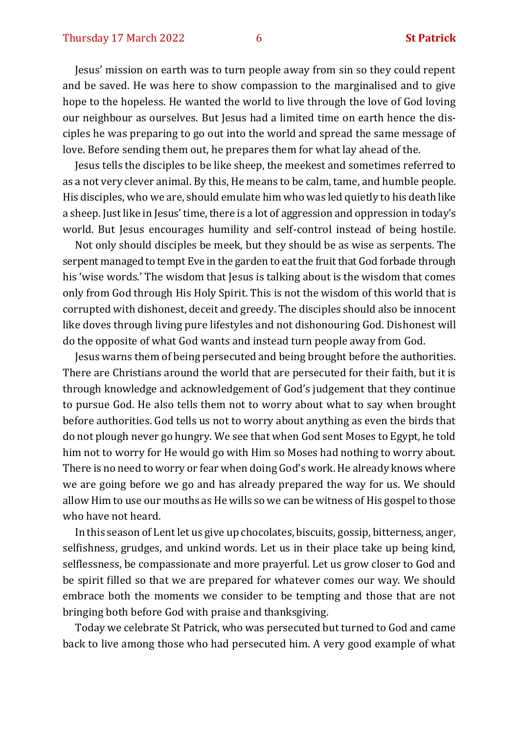Jesus' mission on earth was to turn people away from sin so they could repent and be saved. He was here to show compassion to the marginalised and to give hope to the hopeless. He wanted the world to live through the love of God loving our neighbour as ourselves. But Jesus had a limited time on earth hence the disciples he was preparing to go out into the world and spread the same message of love. Before sending them out, he prepares them for what lay ahead of the.

Jesus tells the disciples to be like sheep, the meekest and sometimes referred to as a not very clever animal. By this, He means to be calm, tame, and humble people. His disciples, who we are, should emulate him who was led quietly to his death like a sheep. Just like in Jesus' time, there is a lot of aggression and oppression in today's world. But Jesus encourages humility and self-control instead of being hostile.

Not only should disciples be meek, but they should be as wise as serpents. The serpent managed to tempt Eve in the garden to eat the fruit that God forbade through his 'wise words.' The wisdom that Jesus is talking about is the wisdom that comes only from God through His Holy Spirit. This is not the wisdom of this world that is corrupted with dishonest, deceit and greedy. The disciples should also be innocent like doves through living pure lifestyles and not dishonouring God. Dishonest will do the opposite of what God wants and instead turn people away from God.

Jesus warns them of being persecuted and being brought before the authorities. There are Christians around the world that are persecuted for their faith, but it is through knowledge and acknowledgement of God's judgement that they continue to pursue God. He also tells them not to worry about what to say when brought before authorities. God tells us not to worry about anything as even the birds that do not plough never go hungry. We see that when God sent Moses to Egypt, he told him not to worry for He would go with Him so Moses had nothing to worry about. There is no need to worry or fear when doing God's work. He already knows where we are going before we go and has already prepared the way for us. We should allow Him to use our mouths as He wills so we can be witness of His gospel to those who have not heard.

In this season of Lent let us give up chocolates, biscuits, gossip, bitterness, anger, selfishness, grudges, and unkind words. Let us in their place take up being kind, selflessness, be compassionate and more prayerful. Let us grow closer to God and be spirit filled so that we are prepared for whatever comes our way. We should embrace both the moments we consider to be tempting and those that are not bringing both before God with praise and thanksgiving.

Today we celebrate St Patrick, who was persecuted but turned to God and came back to live among those who had persecuted him. A very good example of what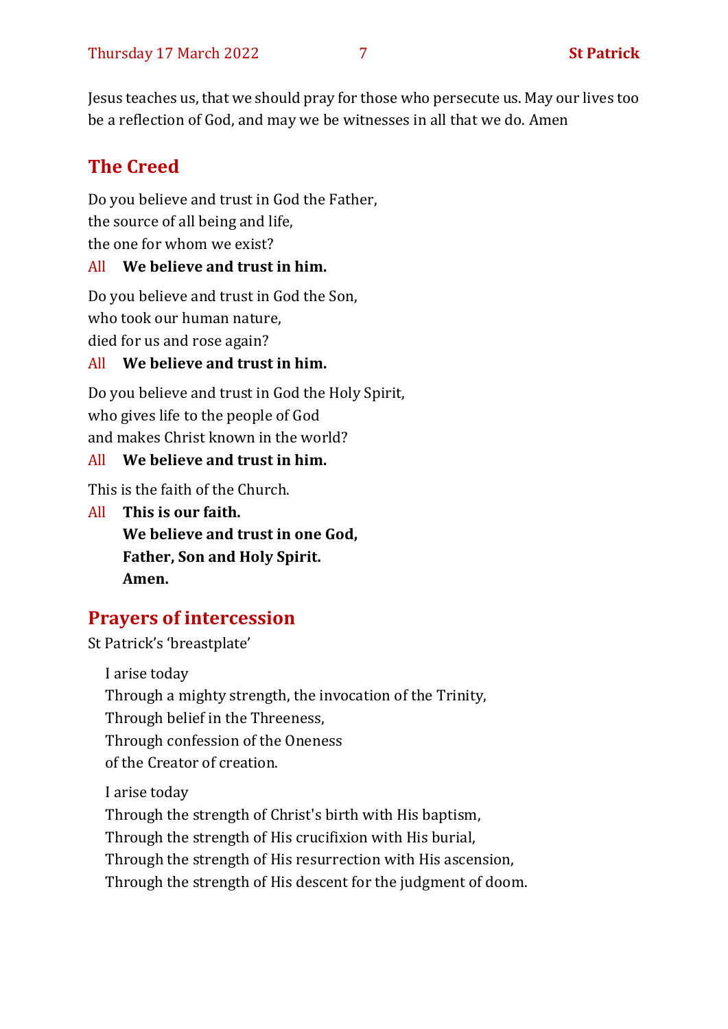Jesus teaches us, that we should pray for those who persecute us. May our lives too be a reflection of God, and may we be witnesses in all that we do. Amen

## The Creed

Do you believe and trust in God the Father,
the source of all being and life,
the one for whom we exist?

All **We believe and trust in him.**

Do you believe and trust in God the Son,
who took our human nature,
died for us and rose again?

All **We believe and trust in him.**

Do you believe and trust in God the Holy Spirit,
who gives life to the people of God
and makes Christ known in the world?

All **We believe and trust in him.**

This is the faith of the Church.

All **This is our faith.**
**We believe and trust in one God,**
**Father, Son and Holy Spirit.**
**Amen.**

## Prayers of intercession

St Patrick's 'breastplate'

I arise today
Through a mighty strength, the invocation of the Trinity,
Through belief in the Threeness,
Through confession of the Oneness
of the Creator of creation.

I arise today
Through the strength of Christ's birth with His baptism,
Through the strength of His crucifixion with His burial,
Through the strength of His resurrection with His ascension,
Through the strength of His descent for the judgment of doom.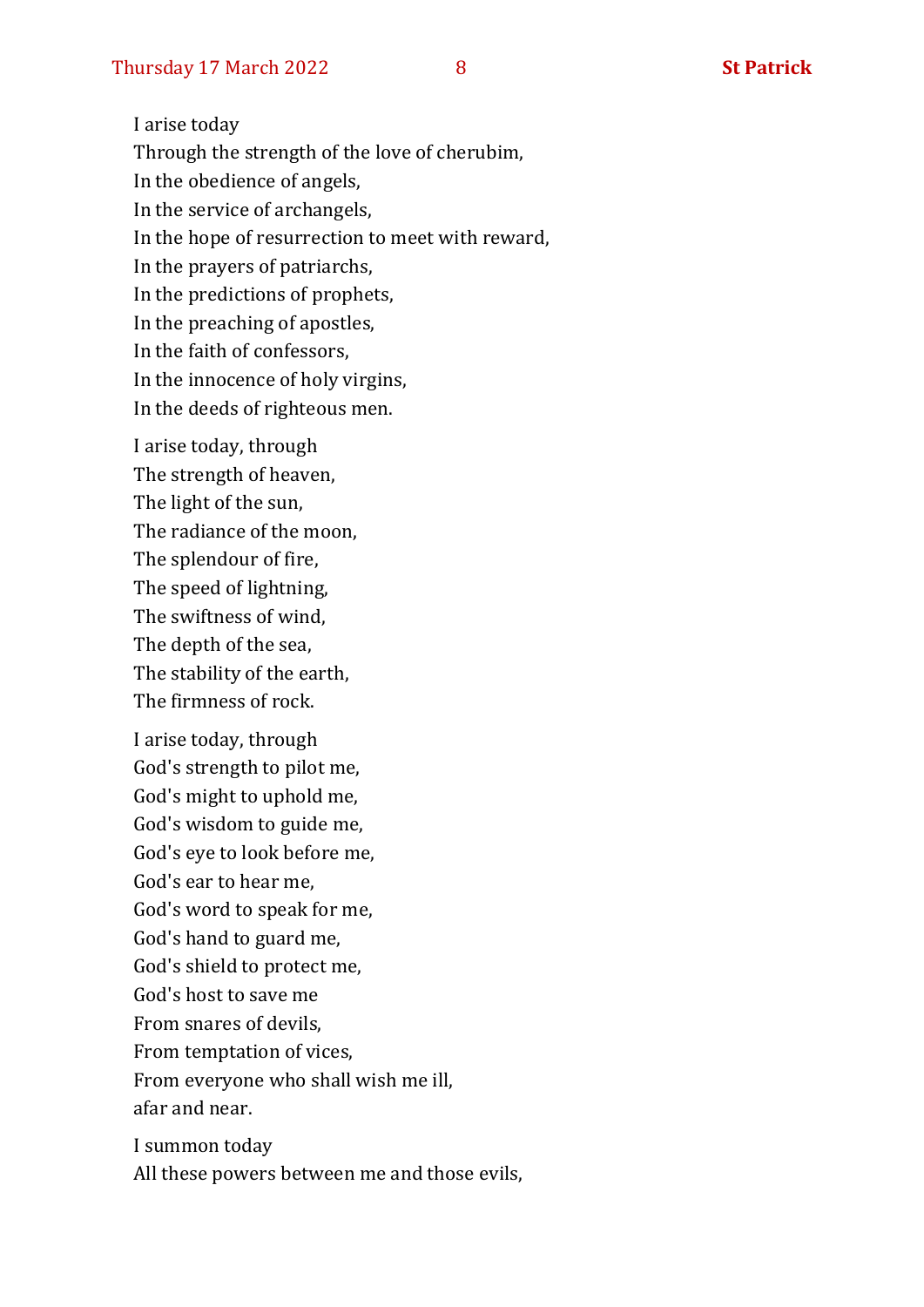I arise today  
Through the strength of the love of cherubim,  
In the obedience of angels,  
In the service of archangels,  
In the hope of resurrection to meet with reward,  
In the prayers of patriarchs,  
In the predictions of prophets,  
In the preaching of apostles,  
In the faith of confessors,  
In the innocence of holy virgins,  
In the deeds of righteous men.

I arise today, through  
The strength of heaven,  
The light of the sun,  
The radiance of the moon,  
The splendour of fire,  
The speed of lightning,  
The swiftness of wind,  
The depth of the sea,  
The stability of the earth,  
The firmness of rock.

I arise today, through  
God's strength to pilot me,  
God's might to uphold me,  
God's wisdom to guide me,  
God's eye to look before me,  
God's ear to hear me,  
God's word to speak for me,  
God's hand to guard me,  
God's shield to protect me,  
God's host to save me  
From snares of devils,  
From temptation of vices,  
From everyone who shall wish me ill,  
afar and near.

I summon today  
All these powers between me and those evils,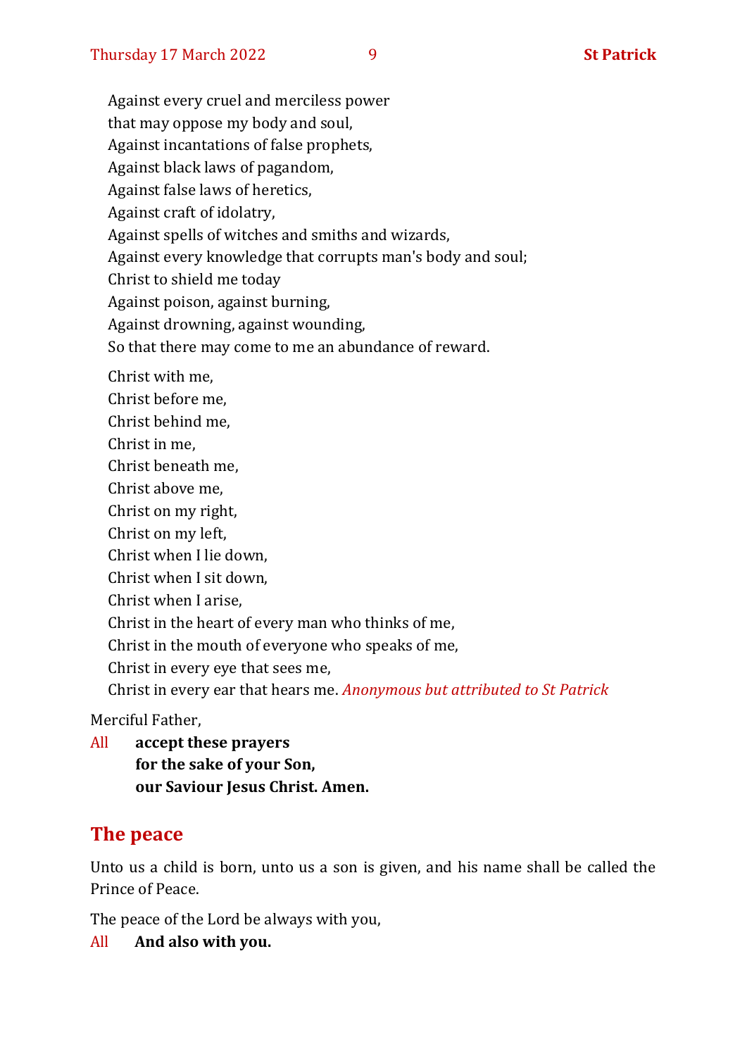Against every cruel and merciless power  
that may oppose my body and soul,  
Against incantations of false prophets,  
Against black laws of pagandom,  
Against false laws of heretics,  
Against craft of idolatry,  
Against spells of witches and smiths and wizards,  
Against every knowledge that corrupts man's body and soul;  
Christ to shield me today  
Against poison, against burning,  
Against drowning, against wounding,  
So that there may come to me an abundance of reward.

Christ with me,  
Christ before me,  
Christ behind me,  
Christ in me,  
Christ beneath me,  
Christ above me,  
Christ on my right,  
Christ on my left,  
Christ when I lie down,  
Christ when I sit down,  
Christ when I arise,  
Christ in the heart of every man who thinks of me,  
Christ in the mouth of everyone who speaks of me,  
Christ in every eye that sees me,  
Christ in every ear that hears me. *Anonymous but attributed to St Patrick*

Merciful Father,

All **accept these prayers**  
**for the sake of your Son,**  
**our Saviour Jesus Christ. Amen.**

## The peace

Unto us a child is born, unto us a son is given, and his name shall be called the Prince of Peace.

The peace of the Lord be always with you,

All **And also with you.**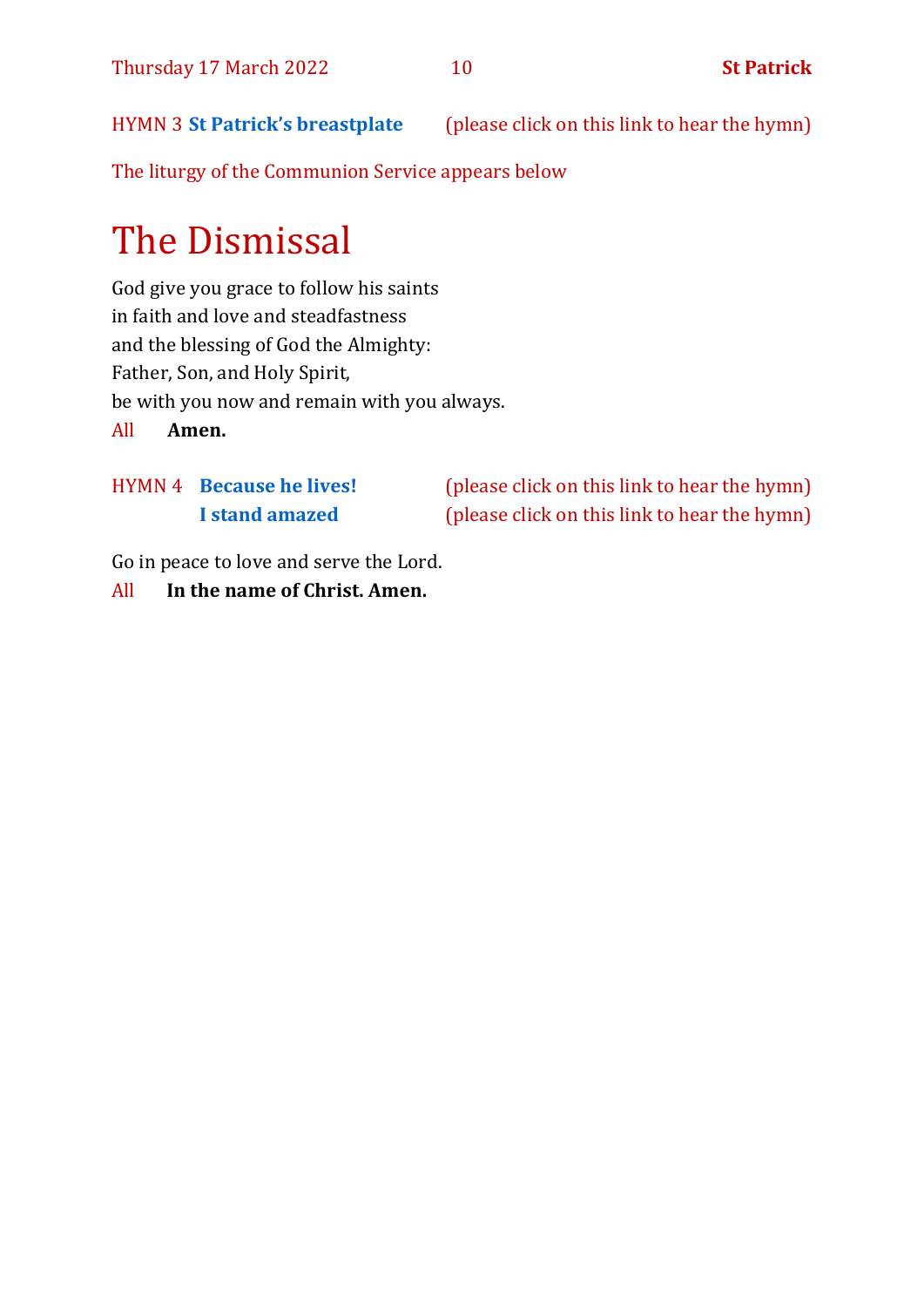HYMN 3 **St Patrick's breastplate** (please click on this link to hear the hymn)

The liturgy of the Communion Service appears below

# The Dismissal

God give you grace to follow his saints
in faith and love and steadfastness
and the blessing of God the Almighty:
Father, Son, and Holy Spirit,
be with you now and remain with you always.

All **Amen.**

HYMN 4 **Because he lives!** (please click on this link to hear the hymn)
**I stand amazed** (please click on this link to hear the hymn)

Go in peace to love and serve the Lord.

All **In the name of Christ. Amen.**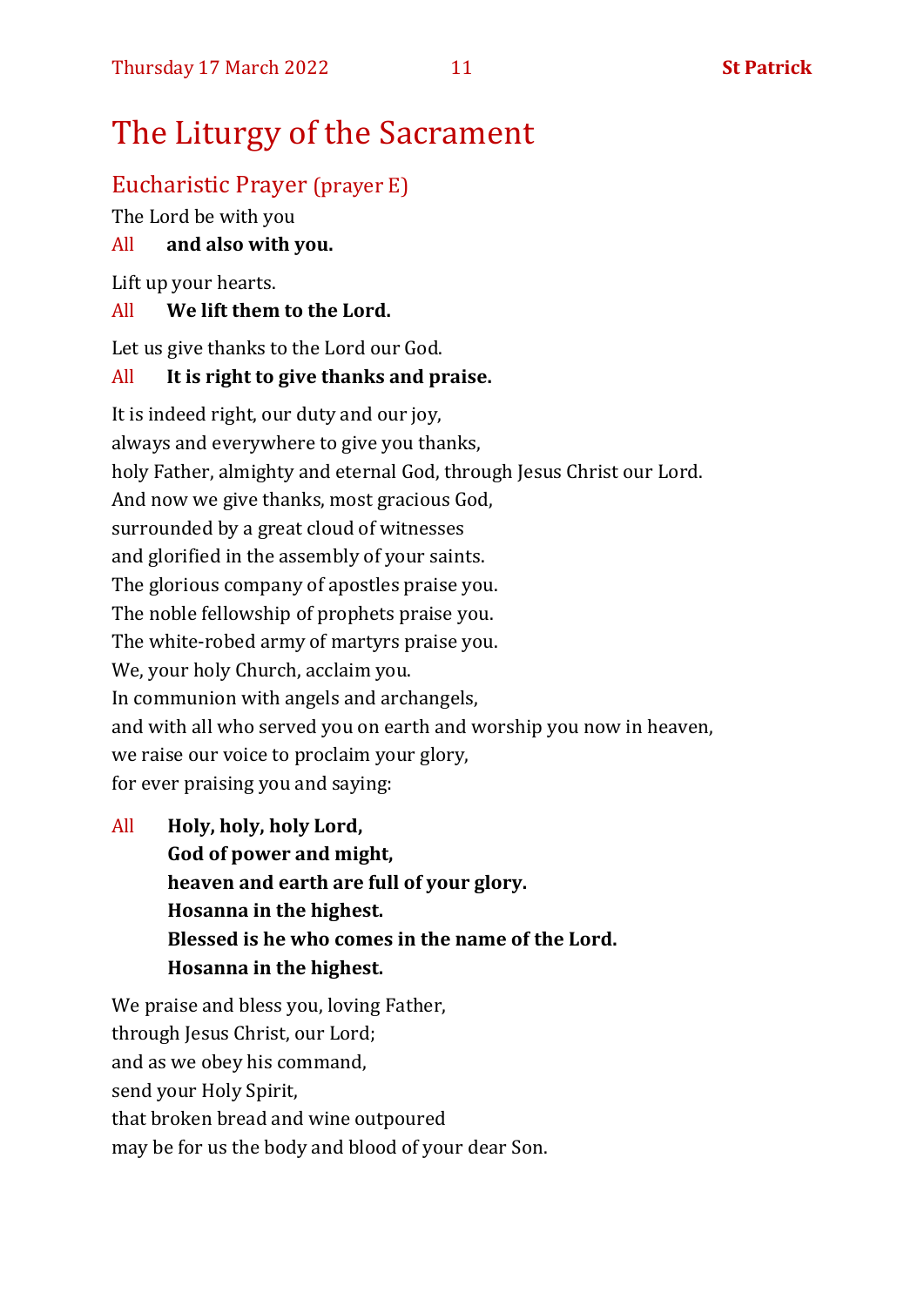# The Liturgy of the Sacrament

## Eucharistic Prayer (prayer E)

The Lord be with you

All **and also with you.**

Lift up your hearts.

All **We lift them to the Lord.**

Let us give thanks to the Lord our God.

All **It is right to give thanks and praise.**

It is indeed right, our duty and our joy,
always and everywhere to give you thanks,
holy Father, almighty and eternal God, through Jesus Christ our Lord.
And now we give thanks, most gracious God,
surrounded by a great cloud of witnesses
and glorified in the assembly of your saints.
The glorious company of apostles praise you.
The noble fellowship of prophets praise you.
The white-robed army of martyrs praise you.
We, your holy Church, acclaim you.
In communion with angels and archangels,
and with all who served you on earth and worship you now in heaven,
we raise our voice to proclaim your glory,
for ever praising you and saying:

All **Holy, holy, holy Lord,**
**God of power and might,**
**heaven and earth are full of your glory.**
**Hosanna in the highest.**
**Blessed is he who comes in the name of the Lord.**
**Hosanna in the highest.**

We praise and bless you, loving Father,
through Jesus Christ, our Lord;
and as we obey his command,
send your Holy Spirit,
that broken bread and wine outpoured
may be for us the body and blood of your dear Son.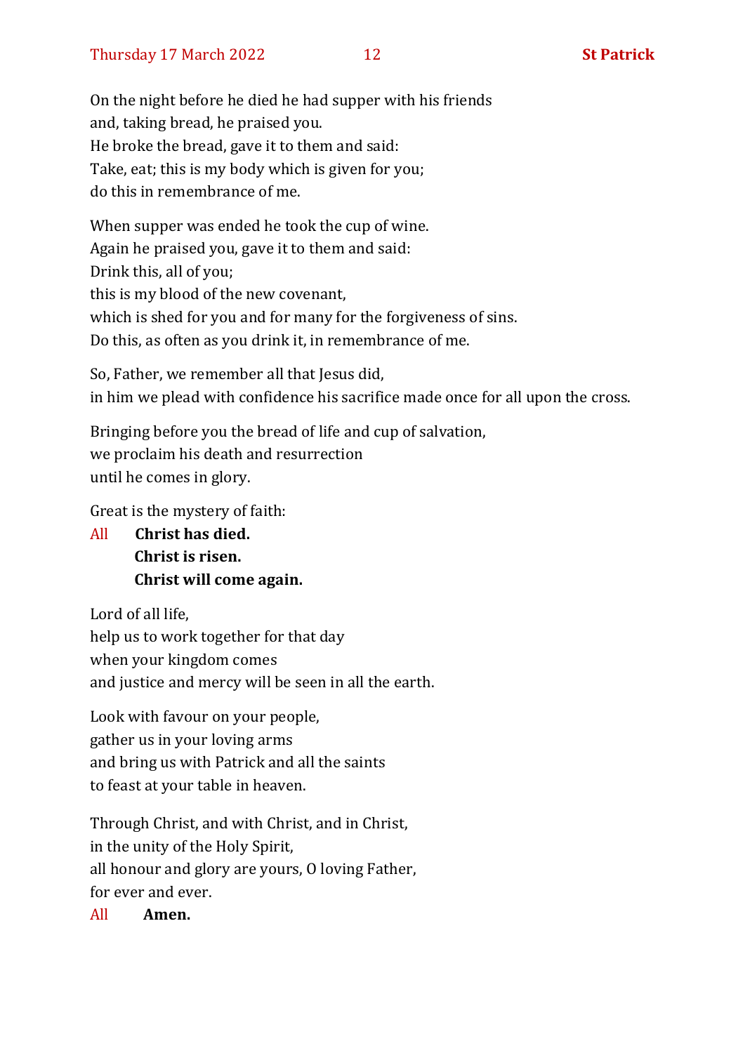On the night before he died he had supper with his friends
and, taking bread, he praised you.
He broke the bread, gave it to them and said:
Take, eat; this is my body which is given for you;
do this in remembrance of me.

When supper was ended he took the cup of wine.
Again he praised you, gave it to them and said:
Drink this, all of you;
this is my blood of the new covenant,
which is shed for you and for many for the forgiveness of sins.
Do this, as often as you drink it, in remembrance of me.

So, Father, we remember all that Jesus did,
in him we plead with confidence his sacrifice made once for all upon the cross.

Bringing before you the bread of life and cup of salvation,
we proclaim his death and resurrection
until he comes in glory.

Great is the mystery of faith:

All **Christ has died.**
**Christ is risen.**
**Christ will come again.**

Lord of all life,
help us to work together for that day
when your kingdom comes
and justice and mercy will be seen in all the earth.

Look with favour on your people,
gather us in your loving arms
and bring us with Patrick and all the saints
to feast at your table in heaven.

Through Christ, and with Christ, and in Christ,
in the unity of the Holy Spirit,
all honour and glory are yours, O loving Father,
for ever and ever.

All **Amen.**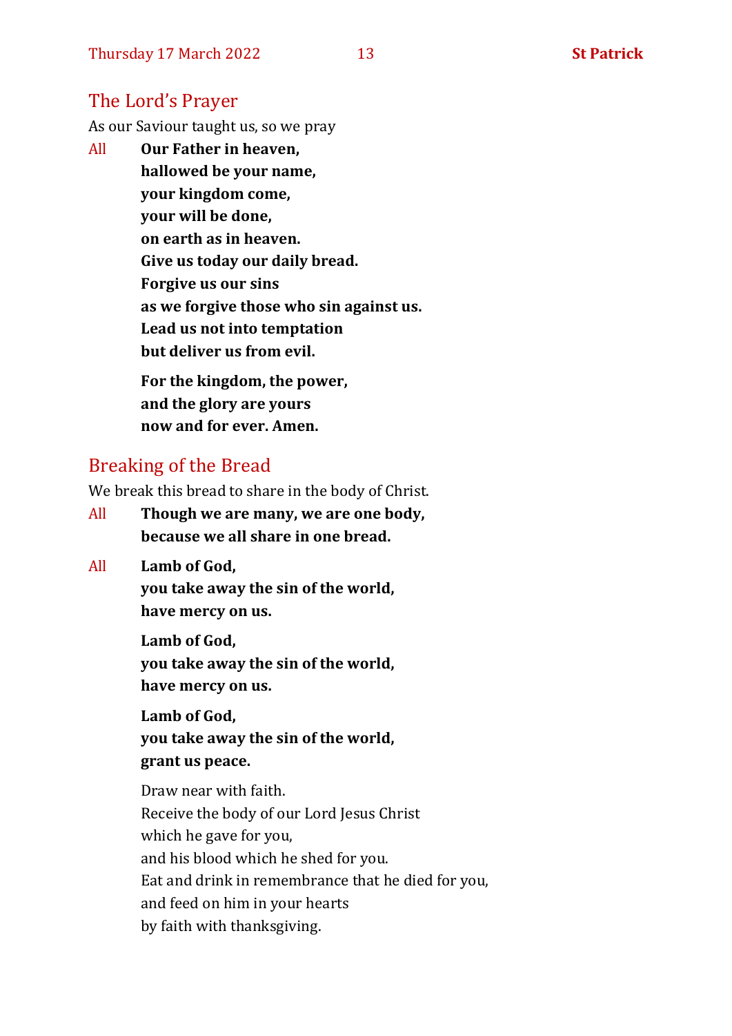## The Lord's Prayer

As our Saviour taught us, so we pray

All **Our Father in heaven,**
**hallowed be your name,**
**your kingdom come,**
**your will be done,**
**on earth as in heaven.**
**Give us today our daily bread.**
**Forgive us our sins**
**as we forgive those who sin against us.**
**Lead us not into temptation**
**but deliver us from evil.**

**For the kingdom, the power,**
**and the glory are yours**
**now and for ever. Amen.**

## Breaking of the Bread

We break this bread to share in the body of Christ.

All **Though we are many, we are one body,**
**because we all share in one bread.**

All **Lamb of God,**
**you take away the sin of the world,**
**have mercy on us.**

**Lamb of God,**
**you take away the sin of the world,**
**have mercy on us.**

**Lamb of God,**
**you take away the sin of the world,**
**grant us peace.**

Draw near with faith.
Receive the body of our Lord Jesus Christ
which he gave for you,
and his blood which he shed for you.
Eat and drink in remembrance that he died for you,
and feed on him in your hearts
by faith with thanksgiving.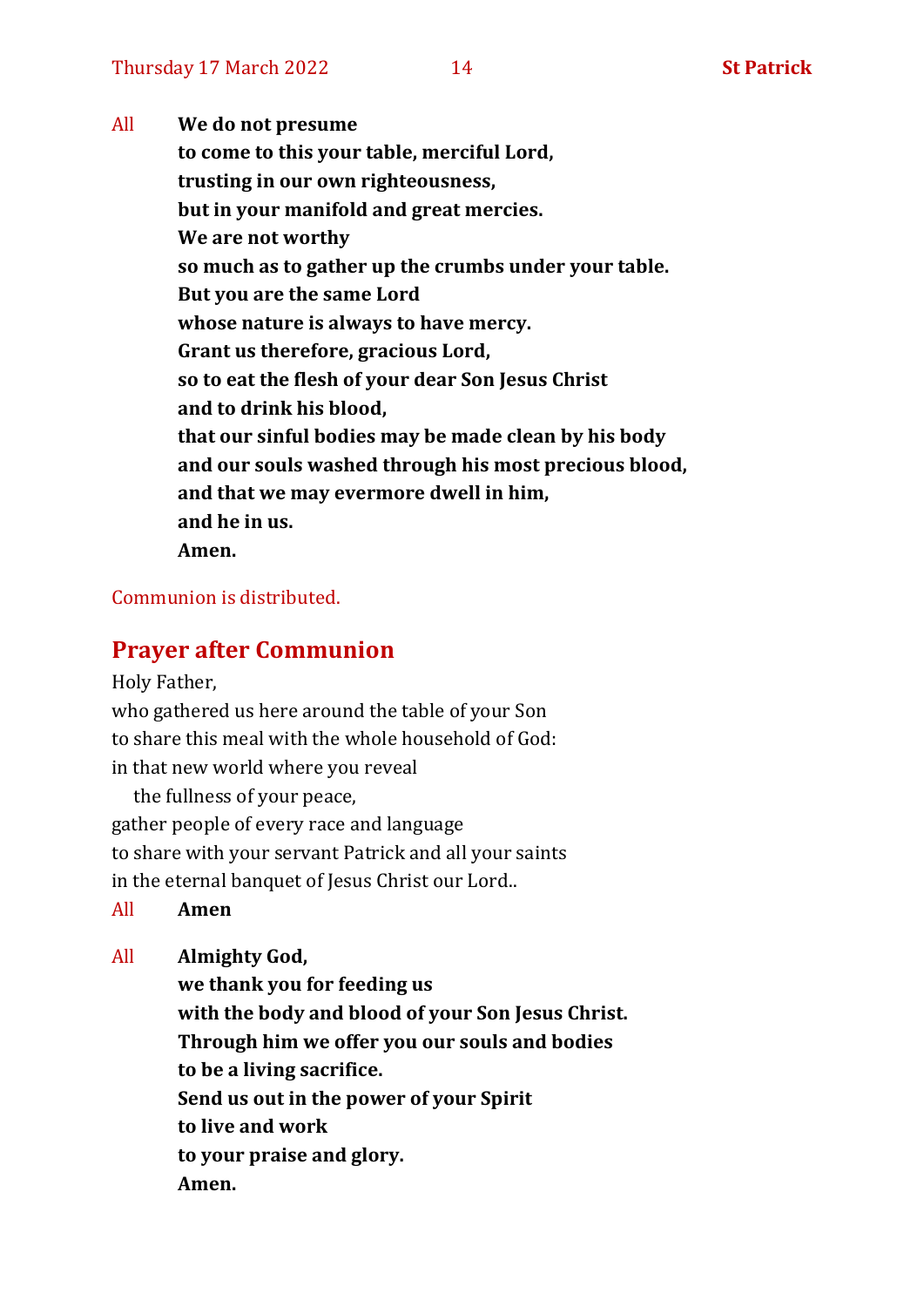All **We do not presume**
**to come to this your table, merciful Lord,**
**trusting in our own righteousness,**
**but in your manifold and great mercies.**
**We are not worthy**
**so much as to gather up the crumbs under your table.**
**But you are the same Lord**
**whose nature is always to have mercy.**
**Grant us therefore, gracious Lord,**
**so to eat the flesh of your dear Son Jesus Christ**
**and to drink his blood,**
**that our sinful bodies may be made clean by his body**
**and our souls washed through his most precious blood,**
**and that we may evermore dwell in him,**
**and he in us.**
**Amen.**

Communion is distributed.

## Prayer after Communion

Holy Father,
who gathered us here around the table of your Son
to share this meal with the whole household of God:
in that new world where you reveal
the fullness of your peace,
gather people of every race and language
to share with your servant Patrick and all your saints
in the eternal banquet of Jesus Christ our Lord..

All **Amen**

All **Almighty God,**
**we thank you for feeding us**
**with the body and blood of your Son Jesus Christ.**
**Through him we offer you our souls and bodies**
**to be a living sacrifice.**
**Send us out in the power of your Spirit**
**to live and work**
**to your praise and glory.**
**Amen.**